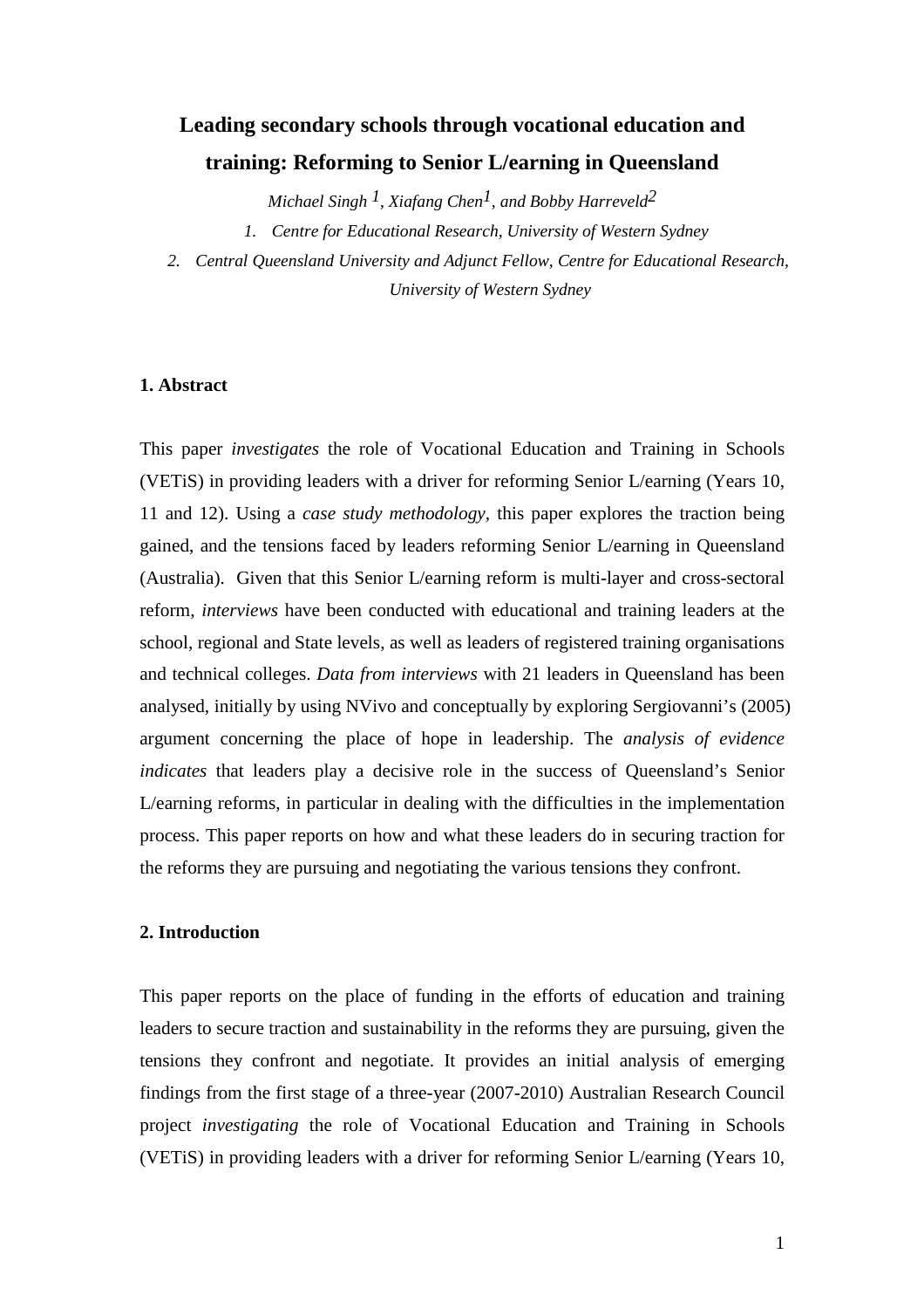# Leading secondary schools through vocational education and training: Reforming to Senior L/earning in Queensland

*Michael Singh [1], Xiafang Chen[1], and Bobby Harreveld[2]*

1. *Centre for Educational Research, University of Western Sydney*
2. *Central Queensland University and Adjunct Fellow, Centre for Educational Research, University of Western Sydney*

## 1. Abstract

This paper *investigates* the role of Vocational Education and Training in Schools (VETiS) in providing leaders with a driver for reforming Senior L/earning (Years 10, 11 and 12). Using a *case study methodology*, this paper explores the traction being gained, and the tensions faced by leaders reforming Senior L/earning in Queensland (Australia). Given that this Senior L/earning reform is multi-layer and cross-sectoral reform, *interviews* have been conducted with educational and training leaders at the school, regional and State levels, as well as leaders of registered training organisations and technical colleges. *Data from interviews* with 21 leaders in Queensland has been analysed, initially by using NVivo and conceptually by exploring Sergiovanni's (2005) argument concerning the place of hope in leadership. The *analysis of evidence indicates* that leaders play a decisive role in the success of Queensland's Senior L/earning reforms, in particular in dealing with the difficulties in the implementation process. This paper reports on how and what these leaders do in securing traction for the reforms they are pursuing and negotiating the various tensions they confront.

## 2. Introduction

This paper reports on the place of funding in the efforts of education and training leaders to secure traction and sustainability in the reforms they are pursuing, given the tensions they confront and negotiate. It provides an initial analysis of emerging findings from the first stage of a three-year (2007-2010) Australian Research Council project *investigating* the role of Vocational Education and Training in Schools (VETiS) in providing leaders with a driver for reforming Senior L/earning (Years 10,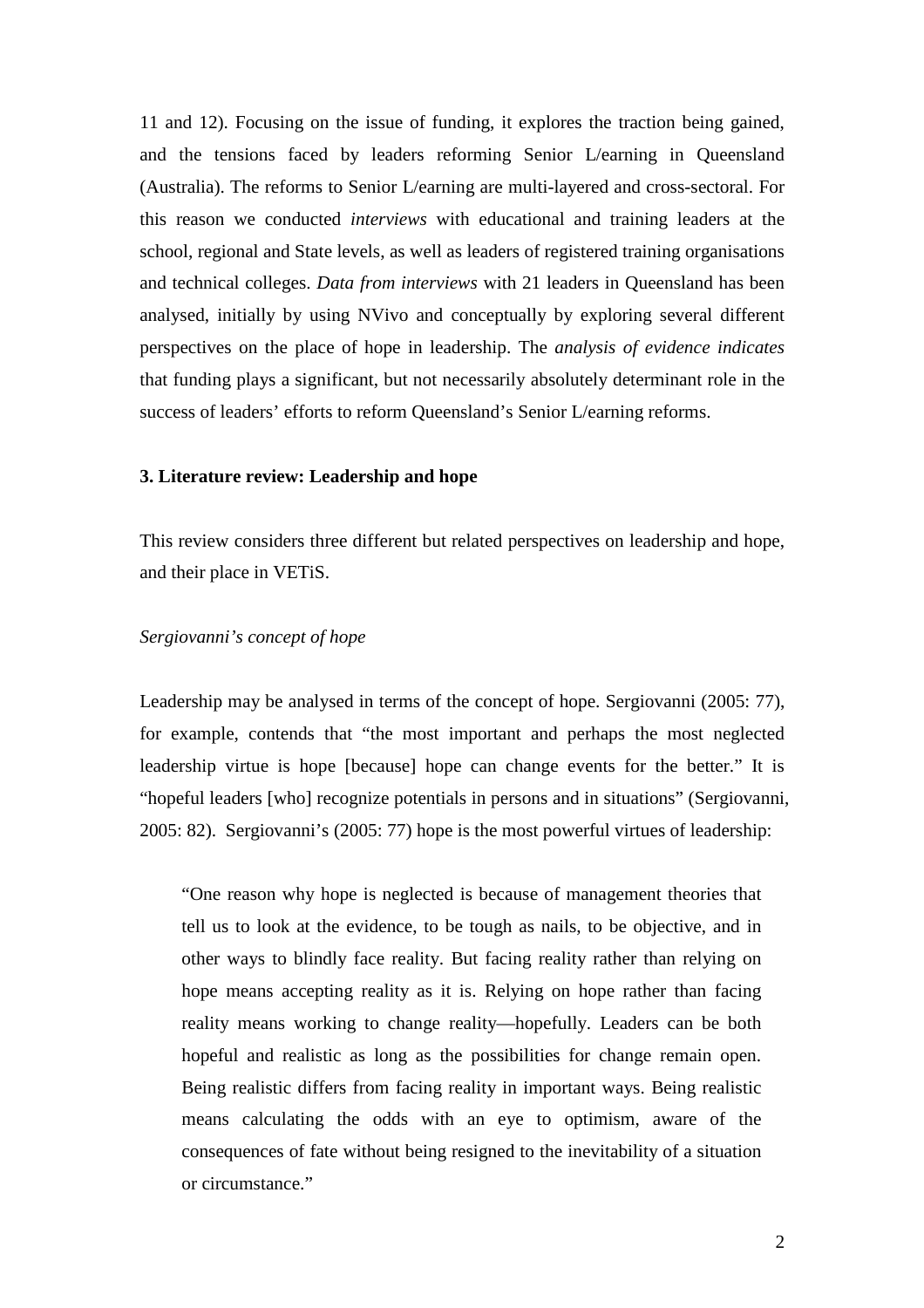11 and 12). Focusing on the issue of funding, it explores the traction being gained, and the tensions faced by leaders reforming Senior L/earning in Queensland (Australia). The reforms to Senior L/earning are multi-layered and cross-sectoral. For this reason we conducted *interviews* with educational and training leaders at the school, regional and State levels, as well as leaders of registered training organisations and technical colleges. *Data from interviews* with 21 leaders in Queensland has been analysed, initially by using NVivo and conceptually by exploring several different perspectives on the place of hope in leadership. The *analysis of evidence indicates* that funding plays a significant, but not necessarily absolutely determinant role in the success of leaders' efforts to reform Queensland's Senior L/earning reforms.

## 3. Literature review: Leadership and hope

This review considers three different but related perspectives on leadership and hope, and their place in VETiS.

### *Sergiovanni's concept of hope*

Leadership may be analysed in terms of the concept of hope. Sergiovanni (2005: 77), for example, contends that "the most important and perhaps the most neglected leadership virtue is hope [because] hope can change events for the better." It is "hopeful leaders [who] recognize potentials in persons and in situations" (Sergiovanni, 2005: 82). Sergiovanni's (2005: 77) hope is the most powerful virtues of leadership:

> "One reason why hope is neglected is because of management theories that tell us to look at the evidence, to be tough as nails, to be objective, and in other ways to blindly face reality. But facing reality rather than relying on hope means accepting reality as it is. Relying on hope rather than facing reality means working to change reality—hopefully. Leaders can be both hopeful and realistic as long as the possibilities for change remain open. Being realistic differs from facing reality in important ways. Being realistic means calculating the odds with an eye to optimism, aware of the consequences of fate without being resigned to the inevitability of a situation or circumstance."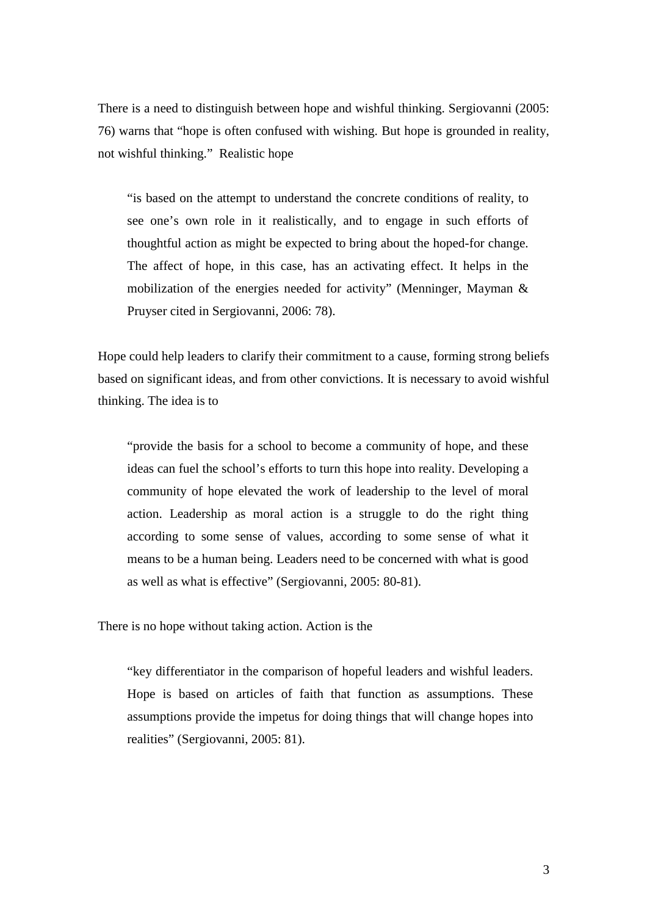There is a need to distinguish between hope and wishful thinking. Sergiovanni (2005: 76) warns that "hope is often confused with wishing. But hope is grounded in reality, not wishful thinking." Realistic hope

> "is based on the attempt to understand the concrete conditions of reality, to see one's own role in it realistically, and to engage in such efforts of thoughtful action as might be expected to bring about the hoped-for change. The affect of hope, in this case, has an activating effect. It helps in the mobilization of the energies needed for activity" (Menninger, Mayman & Pruyser cited in Sergiovanni, 2006: 78).

Hope could help leaders to clarify their commitment to a cause, forming strong beliefs based on significant ideas, and from other convictions. It is necessary to avoid wishful thinking. The idea is to

> "provide the basis for a school to become a community of hope, and these ideas can fuel the school's efforts to turn this hope into reality. Developing a community of hope elevated the work of leadership to the level of moral action. Leadership as moral action is a struggle to do the right thing according to some sense of values, according to some sense of what it means to be a human being. Leaders need to be concerned with what is good as well as what is effective" (Sergiovanni, 2005: 80-81).

There is no hope without taking action. Action is the

> "key differentiator in the comparison of hopeful leaders and wishful leaders. Hope is based on articles of faith that function as assumptions. These assumptions provide the impetus for doing things that will change hopes into realities" (Sergiovanni, 2005: 81).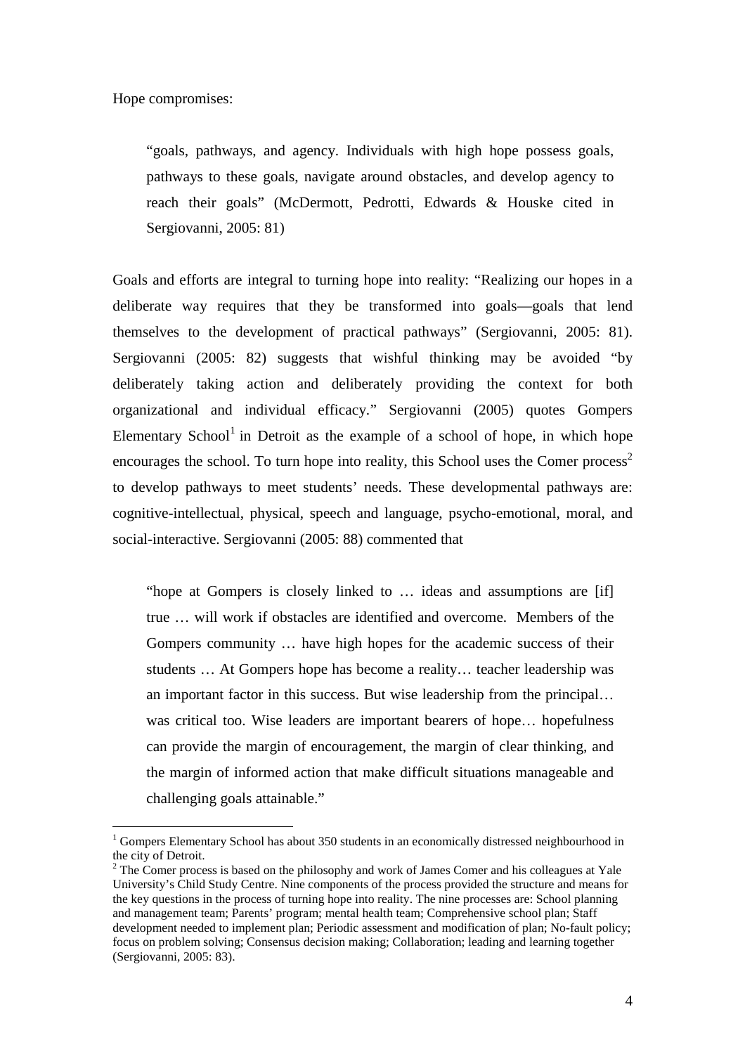Hope compromises:

> "goals, pathways, and agency. Individuals with high hope possess goals, pathways to these goals, navigate around obstacles, and develop agency to reach their goals" (McDermott, Pedrotti, Edwards & Houske cited in Sergiovanni, 2005: 81)

Goals and efforts are integral to turning hope into reality: "Realizing our hopes in a deliberate way requires that they be transformed into goals—goals that lend themselves to the development of practical pathways" (Sergiovanni, 2005: 81). Sergiovanni (2005: 82) suggests that wishful thinking may be avoided "by deliberately taking action and deliberately providing the context for both organizational and individual efficacy." Sergiovanni (2005) quotes Gompers Elementary School[1] in Detroit as the example of a school of hope, in which hope encourages the school. To turn hope into reality, this School uses the Comer process[2] to develop pathways to meet students' needs. These developmental pathways are: cognitive-intellectual, physical, speech and language, psycho-emotional, moral, and social-interactive. Sergiovanni (2005: 88) commented that

> "hope at Gompers is closely linked to … ideas and assumptions are [if] true … will work if obstacles are identified and overcome. Members of the Gompers community … have high hopes for the academic success of their students … At Gompers hope has become a reality… teacher leadership was an important factor in this success. But wise leadership from the principal… was critical too. Wise leaders are important bearers of hope… hopefulness can provide the margin of encouragement, the margin of clear thinking, and the margin of informed action that make difficult situations manageable and challenging goals attainable."

---

[1] Gompers Elementary School has about 350 students in an economically distressed neighbourhood in the city of Detroit.

[2] The Comer process is based on the philosophy and work of James Comer and his colleagues at Yale University's Child Study Centre. Nine components of the process provided the structure and means for the key questions in the process of turning hope into reality. The nine processes are: School planning and management team; Parents' program; mental health team; Comprehensive school plan; Staff development needed to implement plan; Periodic assessment and modification of plan; No-fault policy; focus on problem solving; Consensus decision making; Collaboration; leading and learning together (Sergiovanni, 2005: 83).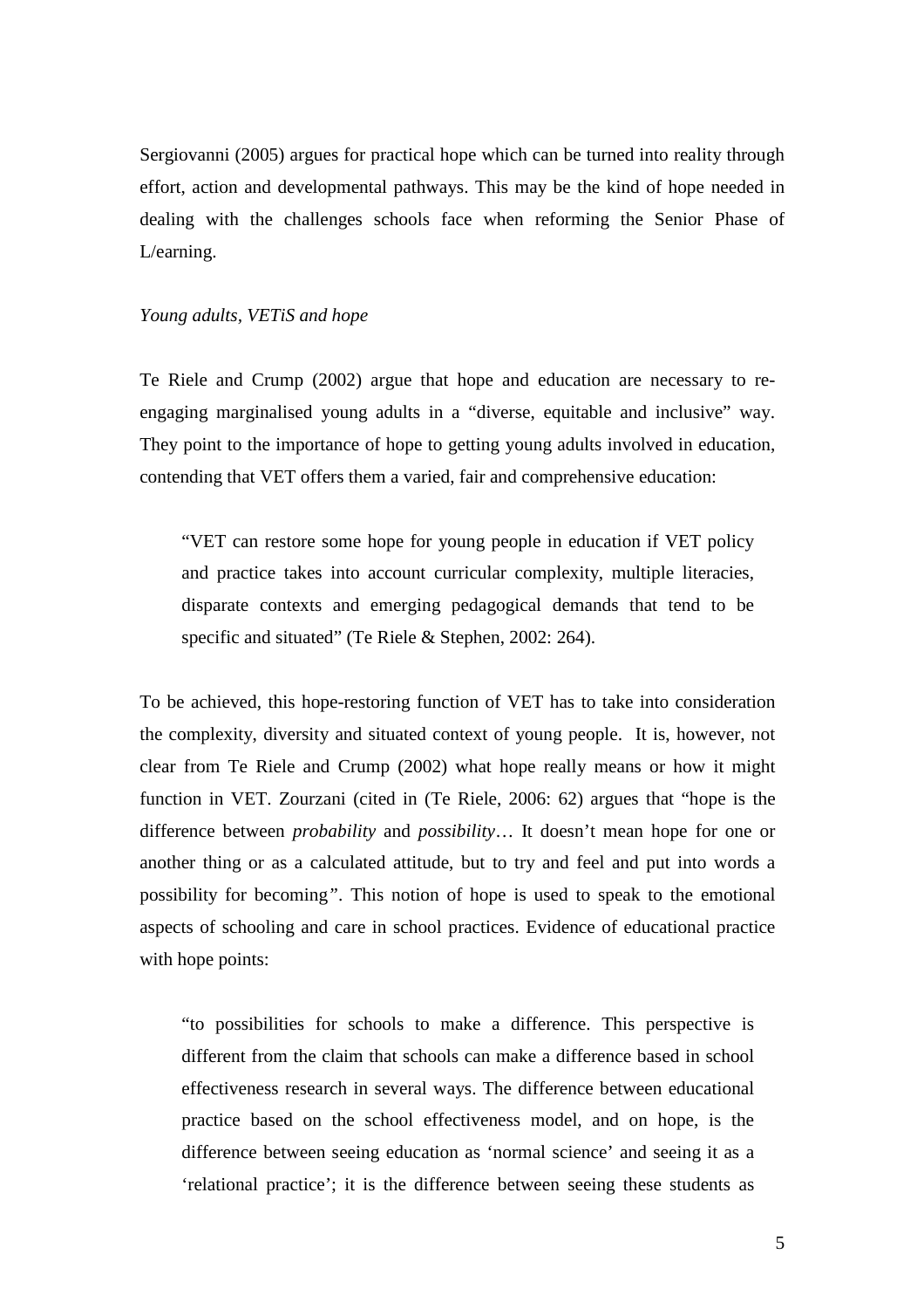Sergiovanni (2005) argues for practical hope which can be turned into reality through effort, action and developmental pathways. This may be the kind of hope needed in dealing with the challenges schools face when reforming the Senior Phase of L/earning.

*Young adults, VETiS and hope*

Te Riele and Crump (2002) argue that hope and education are necessary to re-engaging marginalised young adults in a "diverse, equitable and inclusive" way. They point to the importance of hope to getting young adults involved in education, contending that VET offers them a varied, fair and comprehensive education:

> "VET can restore some hope for young people in education if VET policy and practice takes into account curricular complexity, multiple literacies, disparate contexts and emerging pedagogical demands that tend to be specific and situated" (Te Riele & Stephen, 2002: 264).

To be achieved, this hope-restoring function of VET has to take into consideration the complexity, diversity and situated context of young people. It is, however, not clear from Te Riele and Crump (2002) what hope really means or how it might function in VET. Zourzani (cited in (Te Riele, 2006: 62) argues that "hope is the difference between *probability* and *possibility*… It doesn't mean hope for one or another thing or as a calculated attitude, but to try and feel and put into words a possibility for becoming*"*. This notion of hope is used to speak to the emotional aspects of schooling and care in school practices. Evidence of educational practice with hope points:

> "to possibilities for schools to make a difference. This perspective is different from the claim that schools can make a difference based in school effectiveness research in several ways. The difference between educational practice based on the school effectiveness model, and on hope, is the difference between seeing education as 'normal science' and seeing it as a 'relational practice'; it is the difference between seeing these students as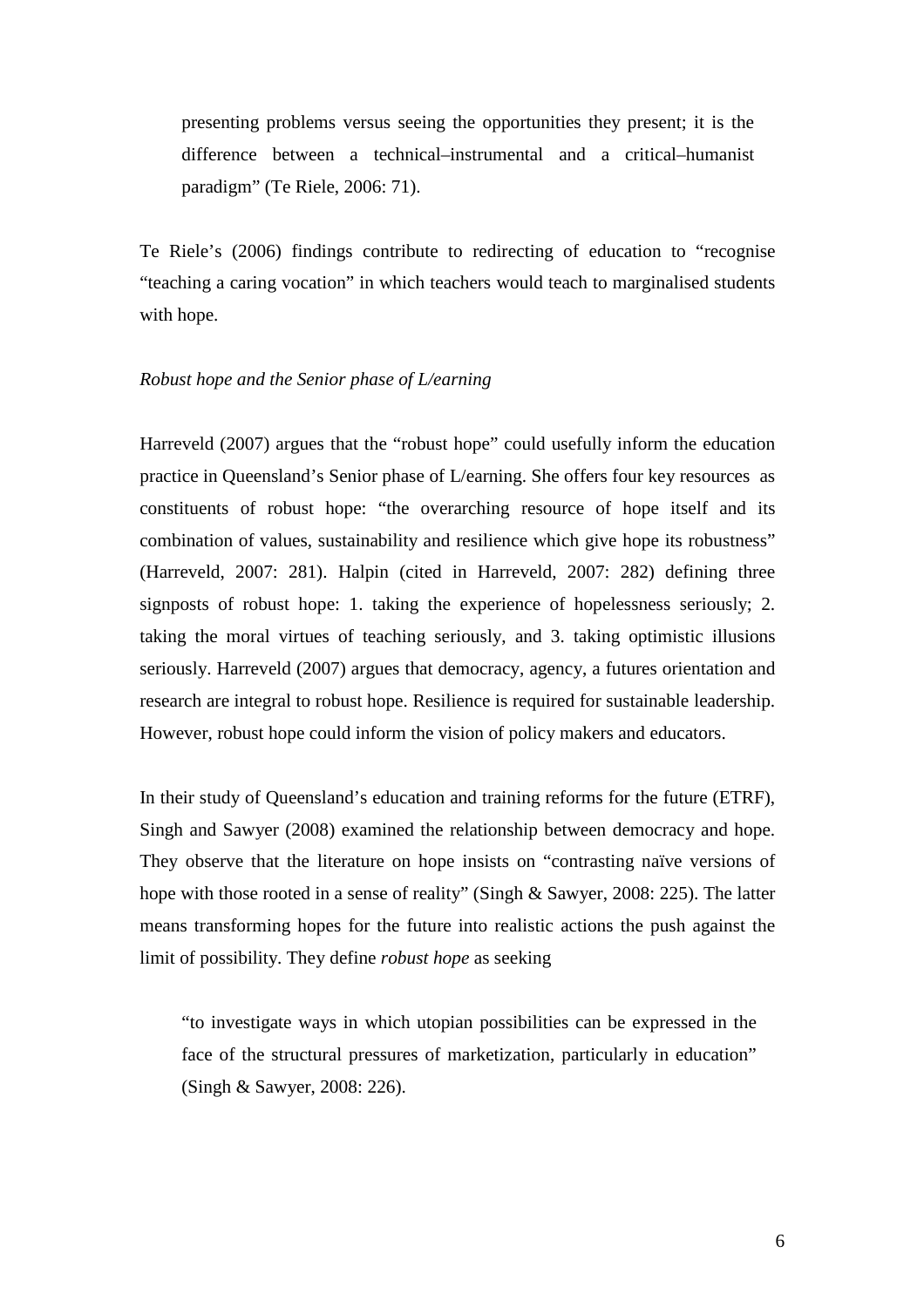> presenting problems versus seeing the opportunities they present; it is the difference between a technical–instrumental and a critical–humanist paradigm" (Te Riele, 2006: 71).

Te Riele's (2006) findings contribute to redirecting of education to "recognise "teaching a caring vocation" in which teachers would teach to marginalised students with hope.

*Robust hope and the Senior phase of L/earning*

Harreveld (2007) argues that the "robust hope" could usefully inform the education practice in Queensland's Senior phase of L/earning. She offers four key resources as constituents of robust hope: "the overarching resource of hope itself and its combination of values, sustainability and resilience which give hope its robustness" (Harreveld, 2007: 281). Halpin (cited in Harreveld, 2007: 282) defining three signposts of robust hope: 1. taking the experience of hopelessness seriously; 2. taking the moral virtues of teaching seriously, and 3. taking optimistic illusions seriously. Harreveld (2007) argues that democracy, agency, a futures orientation and research are integral to robust hope. Resilience is required for sustainable leadership. However, robust hope could inform the vision of policy makers and educators.

In their study of Queensland's education and training reforms for the future (ETRF), Singh and Sawyer (2008) examined the relationship between democracy and hope. They observe that the literature on hope insists on "contrasting naïve versions of hope with those rooted in a sense of reality" (Singh & Sawyer, 2008: 225). The latter means transforming hopes for the future into realistic actions the push against the limit of possibility. They define *robust hope* as seeking

> "to investigate ways in which utopian possibilities can be expressed in the face of the structural pressures of marketization, particularly in education" (Singh & Sawyer, 2008: 226).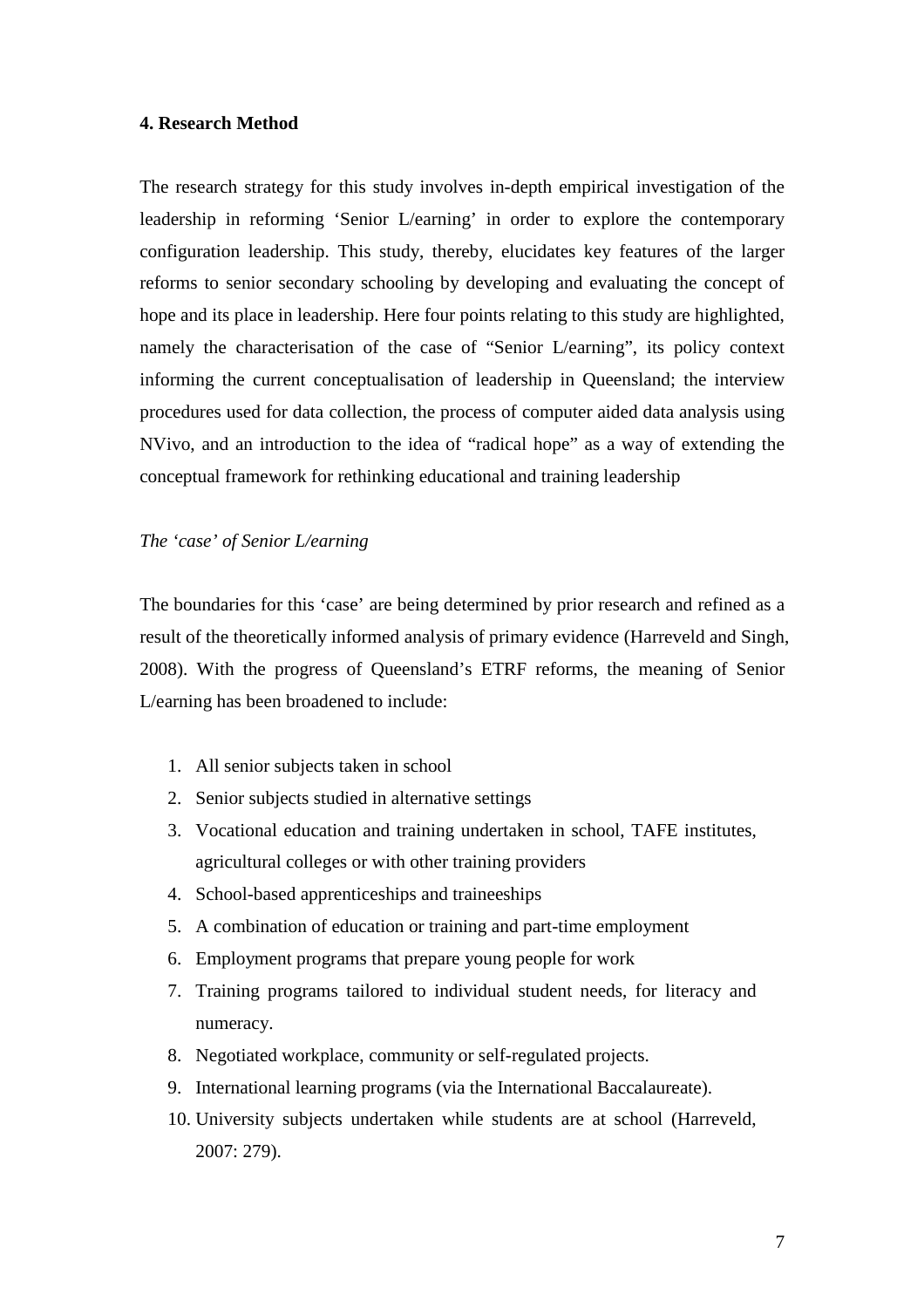## 4. Research Method

The research strategy for this study involves in-depth empirical investigation of the leadership in reforming 'Senior L/earning' in order to explore the contemporary configuration leadership. This study, thereby, elucidates key features of the larger reforms to senior secondary schooling by developing and evaluating the concept of hope and its place in leadership. Here four points relating to this study are highlighted, namely the characterisation of the case of "Senior L/earning", its policy context informing the current conceptualisation of leadership in Queensland; the interview procedures used for data collection, the process of computer aided data analysis using NVivo, and an introduction to the idea of "radical hope" as a way of extending the conceptual framework for rethinking educational and training leadership

### *The 'case' of Senior L/earning*

The boundaries for this 'case' are being determined by prior research and refined as a result of the theoretically informed analysis of primary evidence (Harreveld and Singh, 2008). With the progress of Queensland's ETRF reforms, the meaning of Senior L/earning has been broadened to include:

1. All senior subjects taken in school
2. Senior subjects studied in alternative settings
3. Vocational education and training undertaken in school, TAFE institutes, agricultural colleges or with other training providers
4. School-based apprenticeships and traineeships
5. A combination of education or training and part-time employment
6. Employment programs that prepare young people for work
7. Training programs tailored to individual student needs, for literacy and numeracy.
8. Negotiated workplace, community or self-regulated projects.
9. International learning programs (via the International Baccalaureate).
10. University subjects undertaken while students are at school (Harreveld, 2007: 279).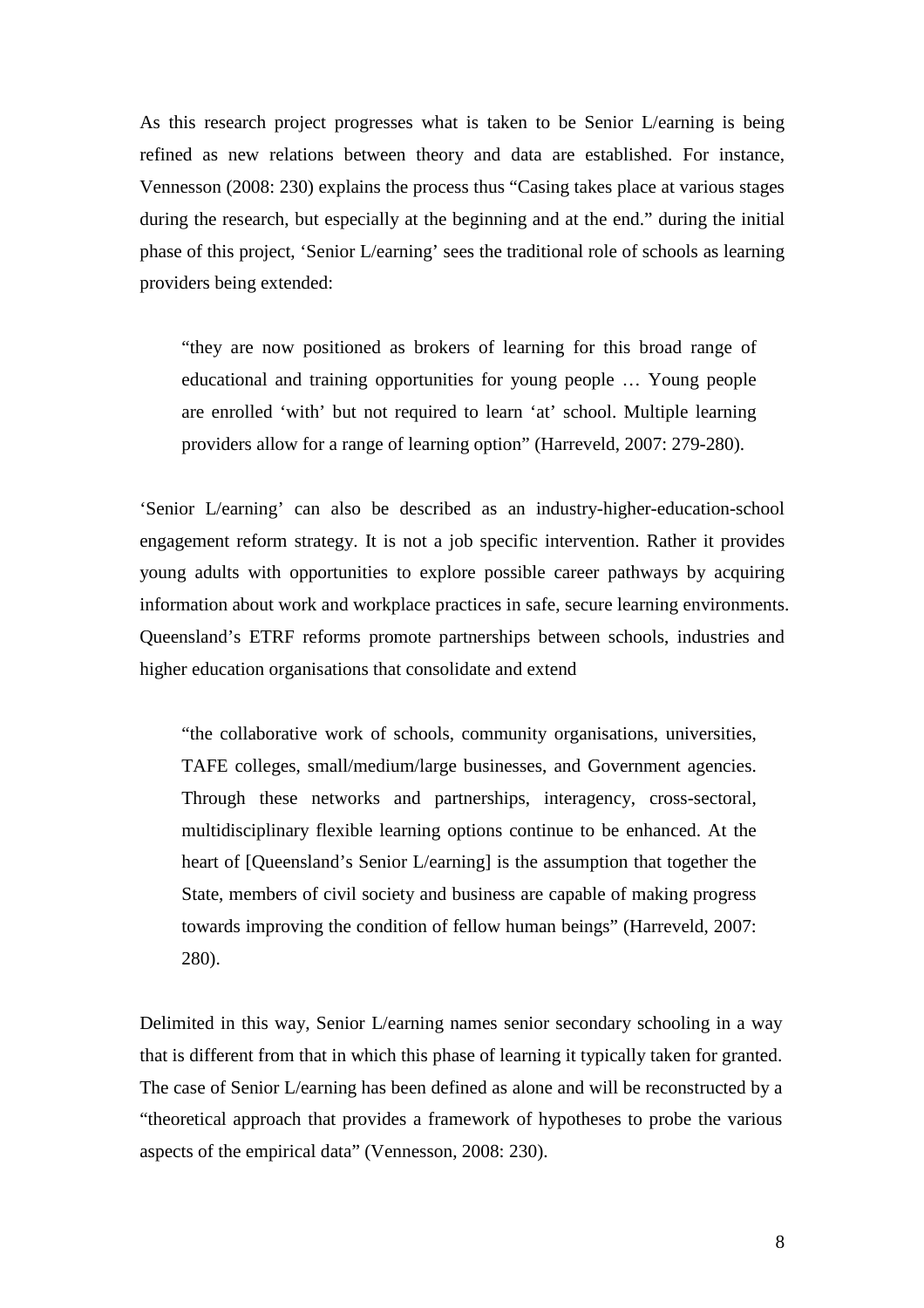As this research project progresses what is taken to be Senior L/earning is being refined as new relations between theory and data are established. For instance, Vennesson (2008: 230) explains the process thus "Casing takes place at various stages during the research, but especially at the beginning and at the end." during the initial phase of this project, 'Senior L/earning' sees the traditional role of schools as learning providers being extended:

> "they are now positioned as brokers of learning for this broad range of educational and training opportunities for young people … Young people are enrolled 'with' but not required to learn 'at' school. Multiple learning providers allow for a range of learning option" (Harreveld, 2007: 279-280).

'Senior L/earning' can also be described as an industry-higher-education-school engagement reform strategy. It is not a job specific intervention. Rather it provides young adults with opportunities to explore possible career pathways by acquiring information about work and workplace practices in safe, secure learning environments. Queensland's ETRF reforms promote partnerships between schools, industries and higher education organisations that consolidate and extend

> "the collaborative work of schools, community organisations, universities, TAFE colleges, small/medium/large businesses, and Government agencies. Through these networks and partnerships, interagency, cross-sectoral, multidisciplinary flexible learning options continue to be enhanced. At the heart of [Queensland's Senior L/earning] is the assumption that together the State, members of civil society and business are capable of making progress towards improving the condition of fellow human beings" (Harreveld, 2007: 280).

Delimited in this way, Senior L/earning names senior secondary schooling in a way that is different from that in which this phase of learning it typically taken for granted. The case of Senior L/earning has been defined as alone and will be reconstructed by a "theoretical approach that provides a framework of hypotheses to probe the various aspects of the empirical data" (Vennesson, 2008: 230).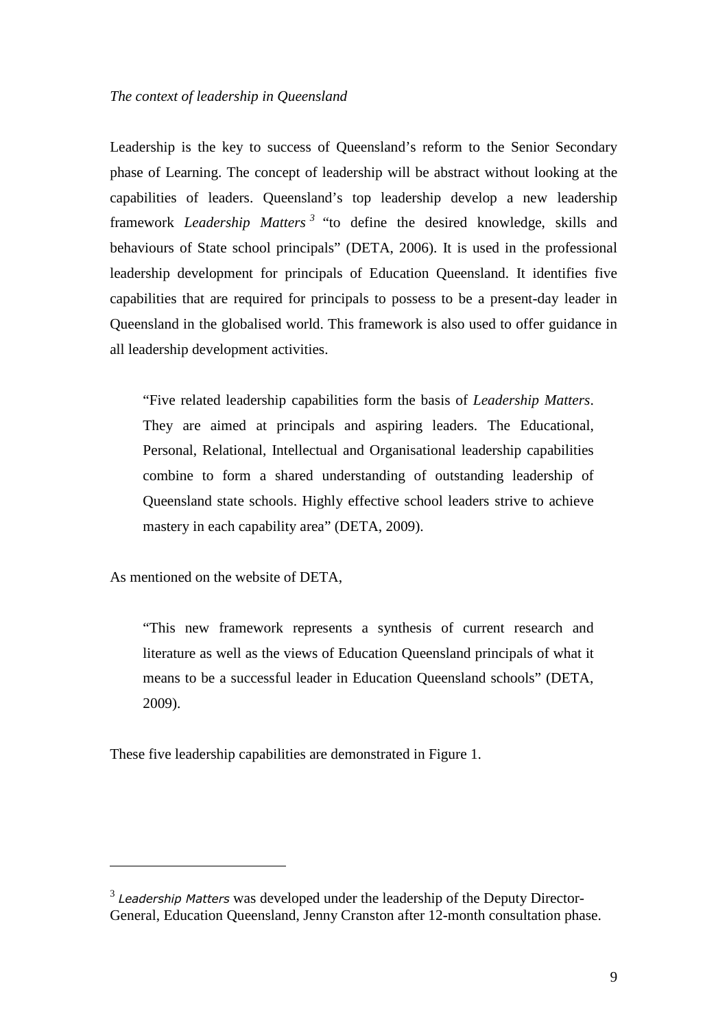*The context of leadership in Queensland*

Leadership is the key to success of Queensland's reform to the Senior Secondary phase of Learning. The concept of leadership will be abstract without looking at the capabilities of leaders. Queensland's top leadership develop a new leadership framework *Leadership Matters*[3] "to define the desired knowledge, skills and behaviours of State school principals" (DETA, 2006). It is used in the professional leadership development for principals of Education Queensland. It identifies five capabilities that are required for principals to possess to be a present-day leader in Queensland in the globalised world. This framework is also used to offer guidance in all leadership development activities.

> "Five related leadership capabilities form the basis of *Leadership Matters*. They are aimed at principals and aspiring leaders. The Educational, Personal, Relational, Intellectual and Organisational leadership capabilities combine to form a shared understanding of outstanding leadership of Queensland state schools. Highly effective school leaders strive to achieve mastery in each capability area" (DETA, 2009).

As mentioned on the website of DETA,

> "This new framework represents a synthesis of current research and literature as well as the views of Education Queensland principals of what it means to be a successful leader in Education Queensland schools" (DETA, 2009).

These five leadership capabilities are demonstrated in Figure 1.

---

[3] *Leadership Matters* was developed under the leadership of the Deputy Director-General, Education Queensland, Jenny Cranston after 12-month consultation phase.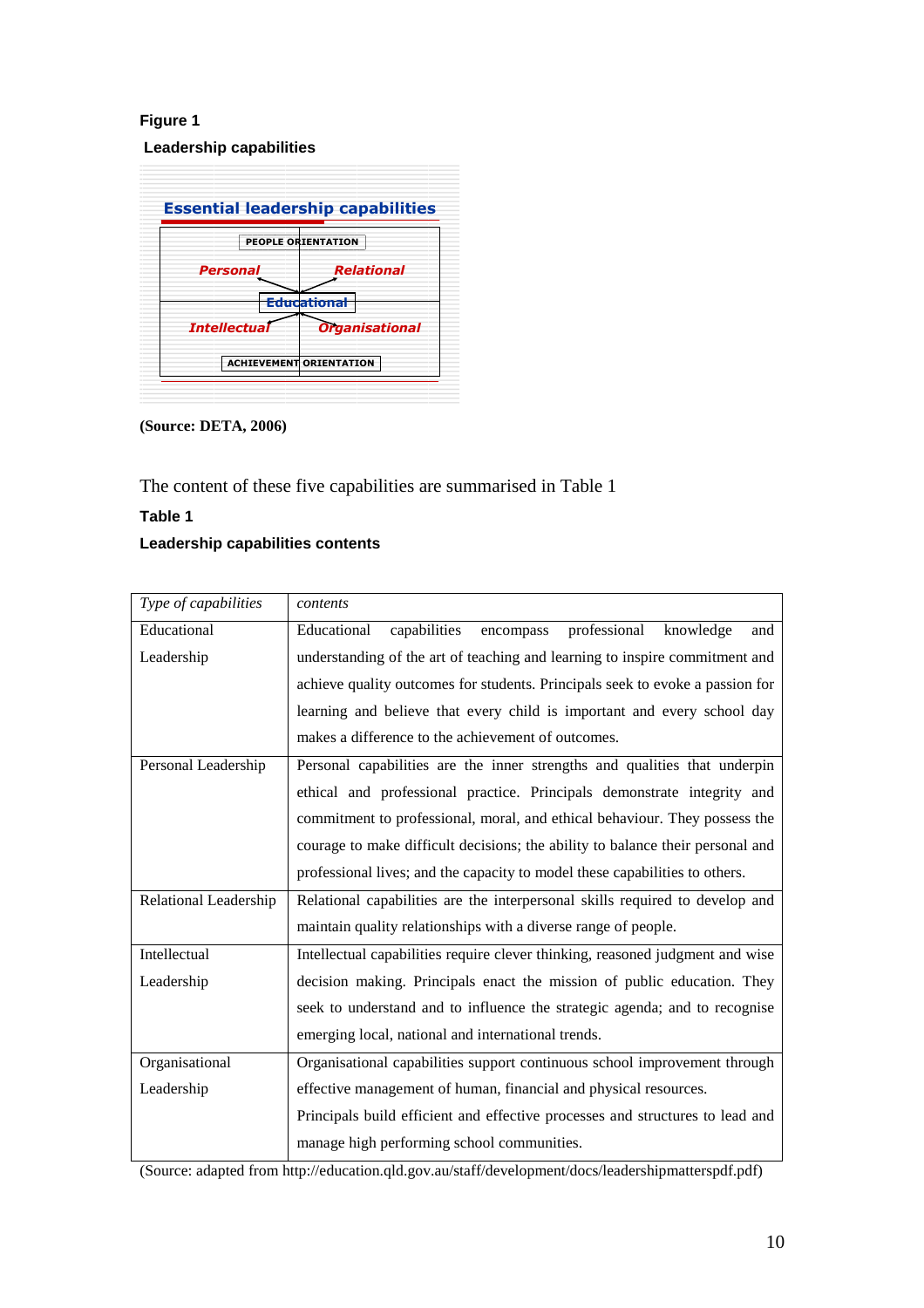**Figure 1**

**Leadership capabilities**

Essential leadership capabilities

PEOPLE ORIENTATION

Personal | Relational

Educational

Intellectual | Organisational

ACHIEVEMENT ORIENTATION

**(Source: DETA, 2006)**

The content of these five capabilities are summarised in Table 1

**Table 1**

**Leadership capabilities contents**

| *Type of capabilities* | *contents* |
|---|---|
| Educational Leadership | Educational capabilities encompass professional knowledge and understanding of the art of teaching and learning to inspire commitment and achieve quality outcomes for students. Principals seek to evoke a passion for learning and believe that every child is important and every school day makes a difference to the achievement of outcomes. |
| Personal Leadership | Personal capabilities are the inner strengths and qualities that underpin ethical and professional practice. Principals demonstrate integrity and commitment to professional, moral, and ethical behaviour. They possess the courage to make difficult decisions; the ability to balance their personal and professional lives; and the capacity to model these capabilities to others. |
| Relational Leadership | Relational capabilities are the interpersonal skills required to develop and maintain quality relationships with a diverse range of people. |
| Intellectual Leadership | Intellectual capabilities require clever thinking, reasoned judgment and wise decision making. Principals enact the mission of public education. They seek to understand and to influence the strategic agenda; and to recognise emerging local, national and international trends. |
| Organisational Leadership | Organisational capabilities support continuous school improvement through effective management of human, financial and physical resources. Principals build efficient and effective processes and structures to lead and manage high performing school communities. |

(Source: adapted from http://education.qld.gov.au/staff/development/docs/leadershipmatterspdf.pdf)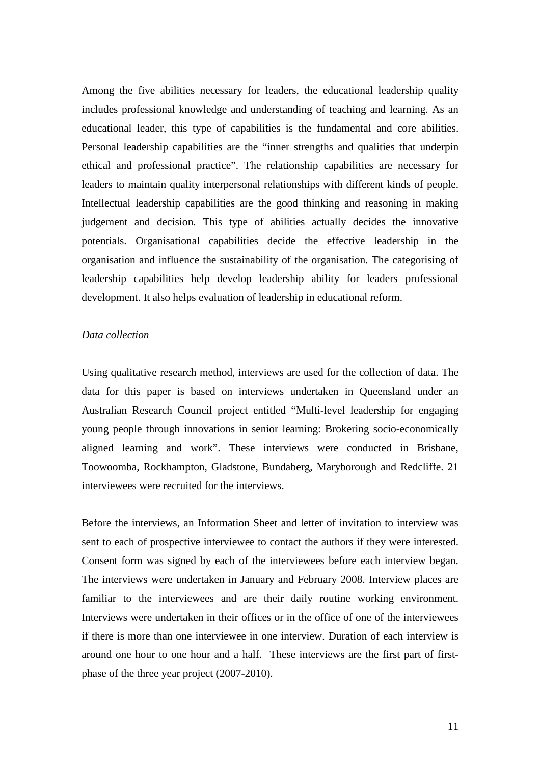Among the five abilities necessary for leaders, the educational leadership quality includes professional knowledge and understanding of teaching and learning. As an educational leader, this type of capabilities is the fundamental and core abilities. Personal leadership capabilities are the "inner strengths and qualities that underpin ethical and professional practice". The relationship capabilities are necessary for leaders to maintain quality interpersonal relationships with different kinds of people. Intellectual leadership capabilities are the good thinking and reasoning in making judgement and decision. This type of abilities actually decides the innovative potentials. Organisational capabilities decide the effective leadership in the organisation and influence the sustainability of the organisation. The categorising of leadership capabilities help develop leadership ability for leaders professional development. It also helps evaluation of leadership in educational reform.

*Data collection*

Using qualitative research method, interviews are used for the collection of data. The data for this paper is based on interviews undertaken in Queensland under an Australian Research Council project entitled "Multi-level leadership for engaging young people through innovations in senior learning: Brokering socio-economically aligned learning and work". These interviews were conducted in Brisbane, Toowoomba, Rockhampton, Gladstone, Bundaberg, Maryborough and Redcliffe. 21 interviewees were recruited for the interviews.

Before the interviews, an Information Sheet and letter of invitation to interview was sent to each of prospective interviewee to contact the authors if they were interested. Consent form was signed by each of the interviewees before each interview began. The interviews were undertaken in January and February 2008. Interview places are familiar to the interviewees and are their daily routine working environment. Interviews were undertaken in their offices or in the office of one of the interviewees if there is more than one interviewee in one interview. Duration of each interview is around one hour to one hour and a half. These interviews are the first part of first-phase of the three year project (2007-2010).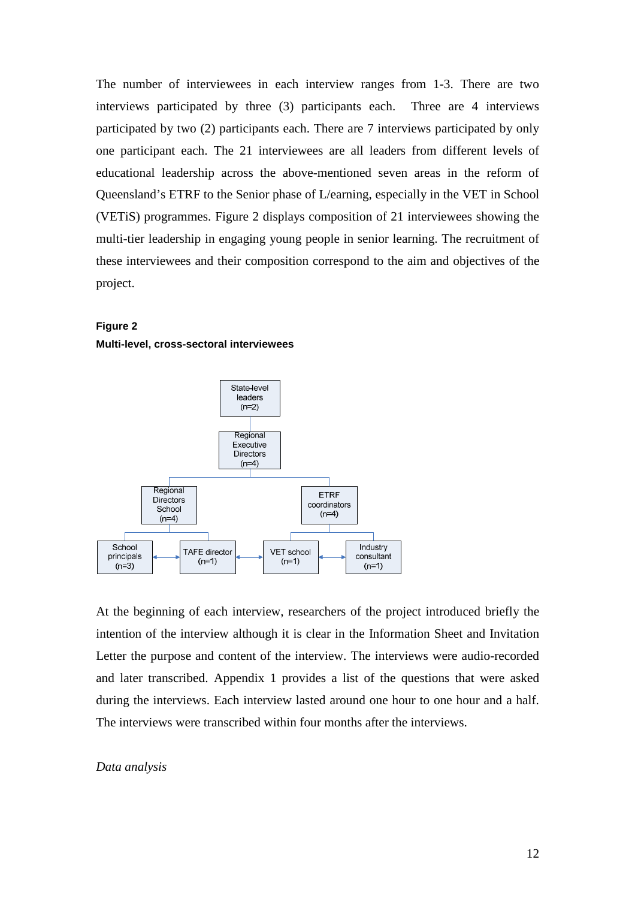The number of interviewees in each interview ranges from 1-3. There are two interviews participated by three (3) participants each. Three are 4 interviews participated by two (2) participants each. There are 7 interviews participated by only one participant each. The 21 interviewees are all leaders from different levels of educational leadership across the above-mentioned seven areas in the reform of Queensland's ETRF to the Senior phase of L/earning, especially in the VET in School (VETiS) programmes. Figure 2 displays composition of 21 interviewees showing the multi-tier leadership in engaging young people in senior learning. The recruitment of these interviewees and their composition correspond to the aim and objectives of the project.

**Figure 2**

**Multi-level, cross-sectoral interviewees**

State-level leaders (n=2)

Regional Executive Directors (n=4)

Regional Directors School (n=4)

ETRF coordinators (n=4)

School principals (n=3)

TAFE director (n=1)

VET school (n=1)

Industry consultant (n=1)

At the beginning of each interview, researchers of the project introduced briefly the intention of the interview although it is clear in the Information Sheet and Invitation Letter the purpose and content of the interview. The interviews were audio-recorded and later transcribed. Appendix 1 provides a list of the questions that were asked during the interviews. Each interview lasted around one hour to one hour and a half. The interviews were transcribed within four months after the interviews.

*Data analysis*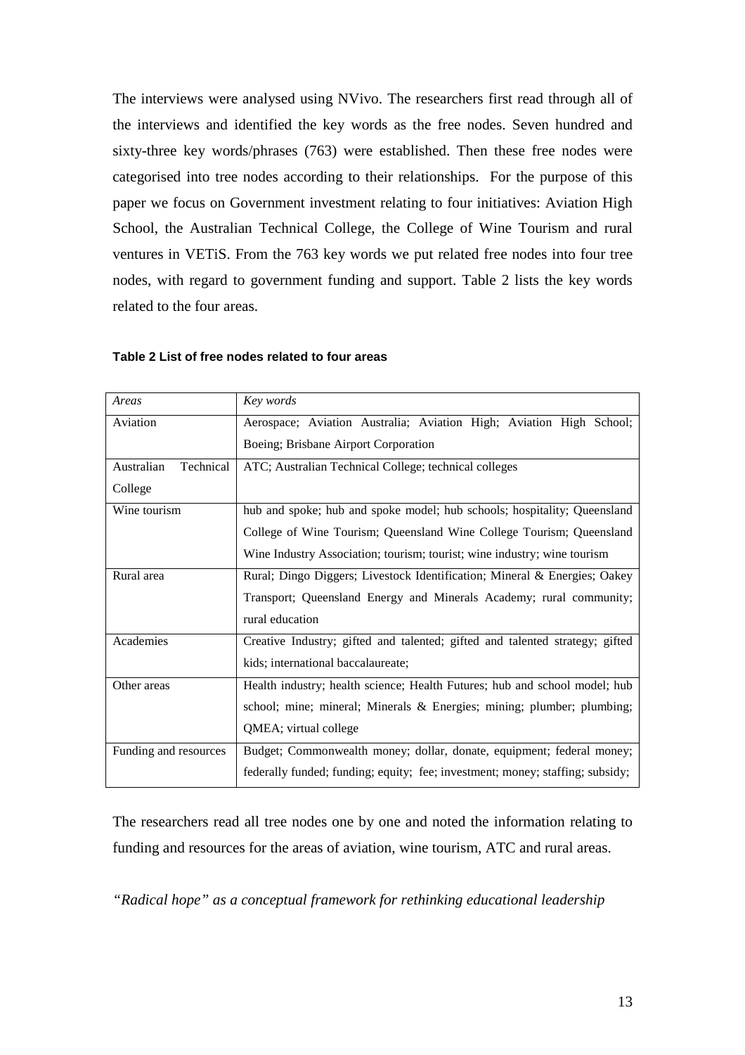The interviews were analysed using NVivo. The researchers first read through all of the interviews and identified the key words as the free nodes. Seven hundred and sixty-three key words/phrases (763) were established. Then these free nodes were categorised into tree nodes according to their relationships. For the purpose of this paper we focus on Government investment relating to four initiatives: Aviation High School, the Australian Technical College, the College of Wine Tourism and rural ventures in VETiS. From the 763 key words we put related free nodes into four tree nodes, with regard to government funding and support. Table 2 lists the key words related to the four areas.

**Table 2 List of free nodes related to four areas**

| *Areas* | *Key words* |
|---|---|
| Aviation | Aerospace; Aviation Australia; Aviation High; Aviation High School; Boeing; Brisbane Airport Corporation |
| Australian Technical College | ATC; Australian Technical College; technical colleges |
| Wine tourism | hub and spoke; hub and spoke model; hub schools; hospitality; Queensland College of Wine Tourism; Queensland Wine College Tourism; Queensland Wine Industry Association; tourism; tourist; wine industry; wine tourism |
| Rural area | Rural; Dingo Diggers; Livestock Identification; Mineral & Energies; Oakey Transport; Queensland Energy and Minerals Academy; rural community; rural education |
| Academies | Creative Industry; gifted and talented; gifted and talented strategy; gifted kids; international baccalaureate; |
| Other areas | Health industry; health science; Health Futures; hub and school model; hub school; mine; mineral; Minerals & Energies; mining; plumber; plumbing; QMEA; virtual college |
| Funding and resources | Budget; Commonwealth money; dollar, donate, equipment; federal money; federally funded; funding; equity; fee; investment; money; staffing; subsidy; |

The researchers read all tree nodes one by one and noted the information relating to funding and resources for the areas of aviation, wine tourism, ATC and rural areas.

*"Radical hope" as a conceptual framework for rethinking educational leadership*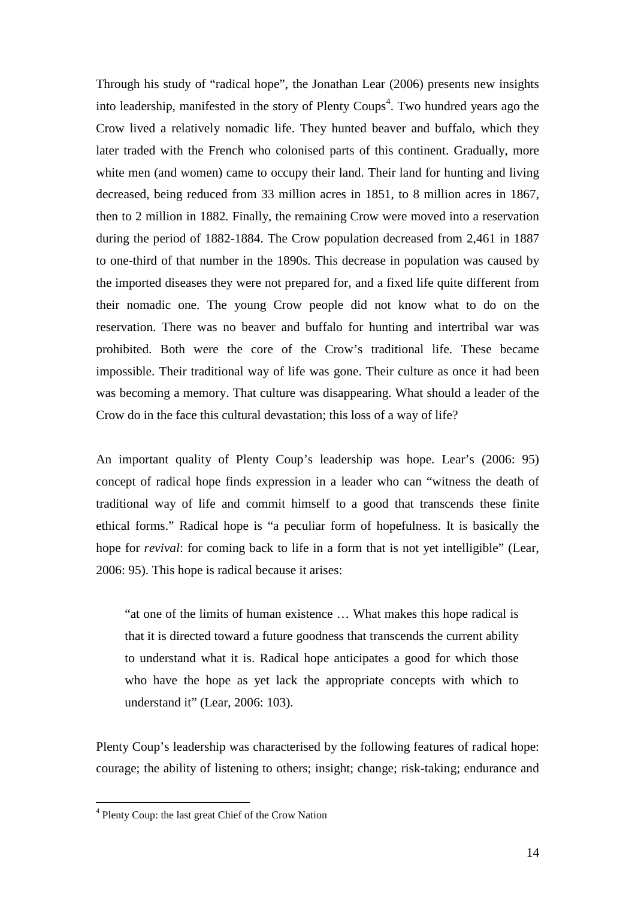Through his study of "radical hope", the Jonathan Lear (2006) presents new insights into leadership, manifested in the story of Plenty Coups[4]. Two hundred years ago the Crow lived a relatively nomadic life. They hunted beaver and buffalo, which they later traded with the French who colonised parts of this continent. Gradually, more white men (and women) came to occupy their land. Their land for hunting and living decreased, being reduced from 33 million acres in 1851, to 8 million acres in 1867, then to 2 million in 1882. Finally, the remaining Crow were moved into a reservation during the period of 1882-1884. The Crow population decreased from 2,461 in 1887 to one-third of that number in the 1890s. This decrease in population was caused by the imported diseases they were not prepared for, and a fixed life quite different from their nomadic one. The young Crow people did not know what to do on the reservation. There was no beaver and buffalo for hunting and intertribal war was prohibited. Both were the core of the Crow's traditional life. These became impossible. Their traditional way of life was gone. Their culture as once it had been was becoming a memory. That culture was disappearing. What should a leader of the Crow do in the face this cultural devastation; this loss of a way of life?

An important quality of Plenty Coup's leadership was hope. Lear's (2006: 95) concept of radical hope finds expression in a leader who can "witness the death of traditional way of life and commit himself to a good that transcends these finite ethical forms." Radical hope is "a peculiar form of hopefulness. It is basically the hope for *revival*: for coming back to life in a form that is not yet intelligible" (Lear, 2006: 95). This hope is radical because it arises:

> "at one of the limits of human existence … What makes this hope radical is that it is directed toward a future goodness that transcends the current ability to understand what it is. Radical hope anticipates a good for which those who have the hope as yet lack the appropriate concepts with which to understand it" (Lear, 2006: 103).

Plenty Coup's leadership was characterised by the following features of radical hope: courage; the ability of listening to others; insight; change; risk-taking; endurance and

[4] Plenty Coup: the last great Chief of the Crow Nation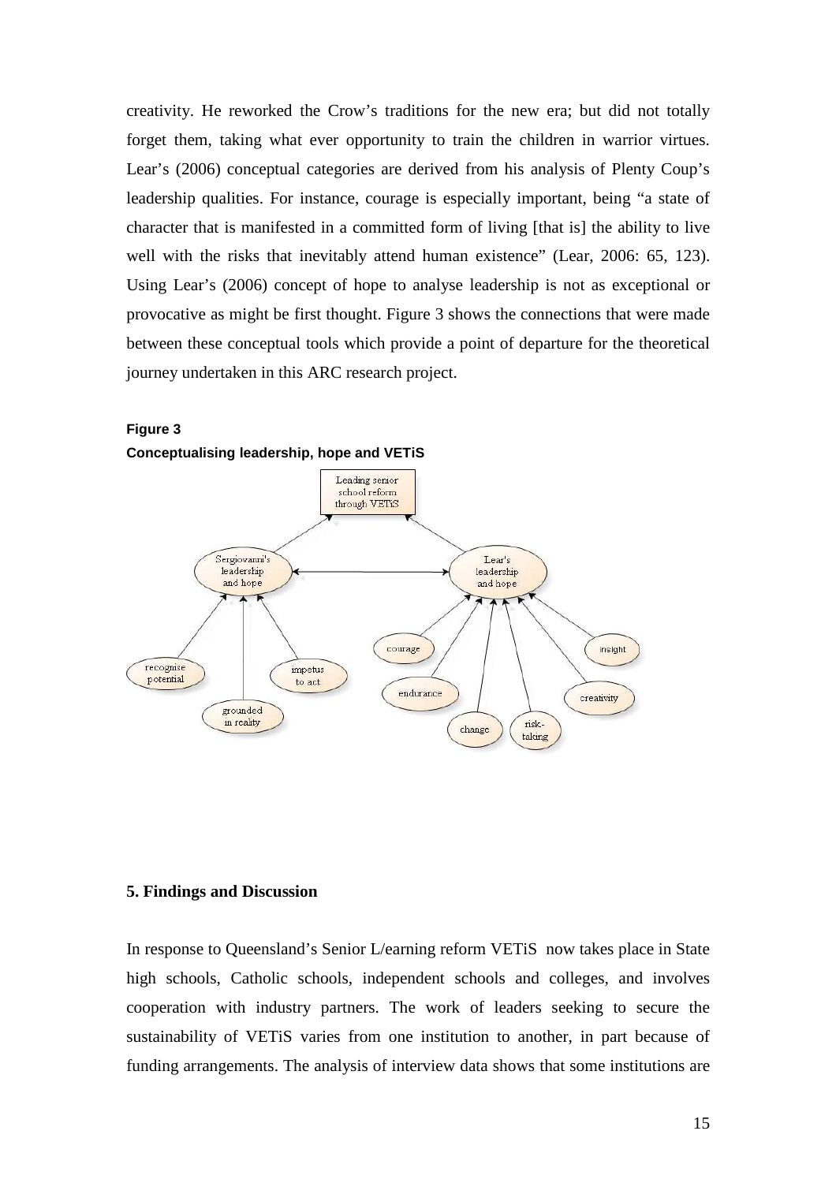creativity. He reworked the Crow's traditions for the new era; but did not totally forget them, taking what ever opportunity to train the children in warrior virtues. Lear's (2006) conceptual categories are derived from his analysis of Plenty Coup's leadership qualities. For instance, courage is especially important, being "a state of character that is manifested in a committed form of living [that is] the ability to live well with the risks that inevitably attend human existence" (Lear, 2006: 65, 123). Using Lear's (2006) concept of hope to analyse leadership is not as exceptional or provocative as might be first thought. Figure 3 shows the connections that were made between these conceptual tools which provide a point of departure for the theoretical journey undertaken in this ARC research project.

**Figure 3**

**Conceptualising leadership, hope and VETiS**

Leading senior school reform through VETiS

Sergiovanni's leadership and hope

Lear's leadership and hope

recognise potential

grounded in reality

impetus to act

courage

endurance

change

risk-taking

creativity

insight

## 5. Findings and Discussion

In response to Queensland's Senior L/earning reform VETiS now takes place in State high schools, Catholic schools, independent schools and colleges, and involves cooperation with industry partners. The work of leaders seeking to secure the sustainability of VETiS varies from one institution to another, in part because of funding arrangements. The analysis of interview data shows that some institutions are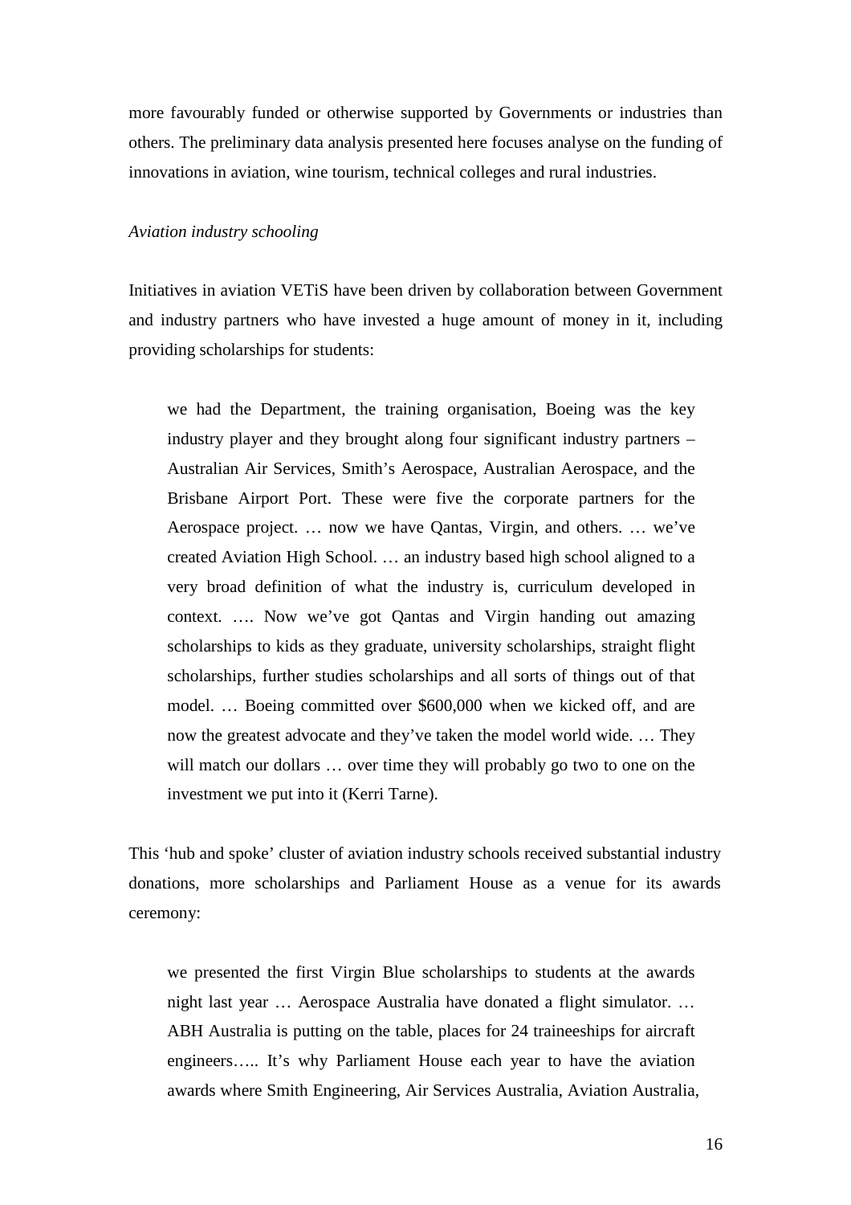more favourably funded or otherwise supported by Governments or industries than others. The preliminary data analysis presented here focuses analyse on the funding of innovations in aviation, wine tourism, technical colleges and rural industries.

*Aviation industry schooling*

Initiatives in aviation VETiS have been driven by collaboration between Government and industry partners who have invested a huge amount of money in it, including providing scholarships for students:

> we had the Department, the training organisation, Boeing was the key industry player and they brought along four significant industry partners – Australian Air Services, Smith's Aerospace, Australian Aerospace, and the Brisbane Airport Port. These were five the corporate partners for the Aerospace project. … now we have Qantas, Virgin, and others. … we've created Aviation High School. … an industry based high school aligned to a very broad definition of what the industry is, curriculum developed in context. …. Now we've got Qantas and Virgin handing out amazing scholarships to kids as they graduate, university scholarships, straight flight scholarships, further studies scholarships and all sorts of things out of that model. … Boeing committed over $600,000 when we kicked off, and are now the greatest advocate and they've taken the model world wide. … They will match our dollars … over time they will probably go two to one on the investment we put into it (Kerri Tarne).

This 'hub and spoke' cluster of aviation industry schools received substantial industry donations, more scholarships and Parliament House as a venue for its awards ceremony:

> we presented the first Virgin Blue scholarships to students at the awards night last year … Aerospace Australia have donated a flight simulator. … ABH Australia is putting on the table, places for 24 traineeships for aircraft engineers….. It's why Parliament House each year to have the aviation awards where Smith Engineering, Air Services Australia, Aviation Australia,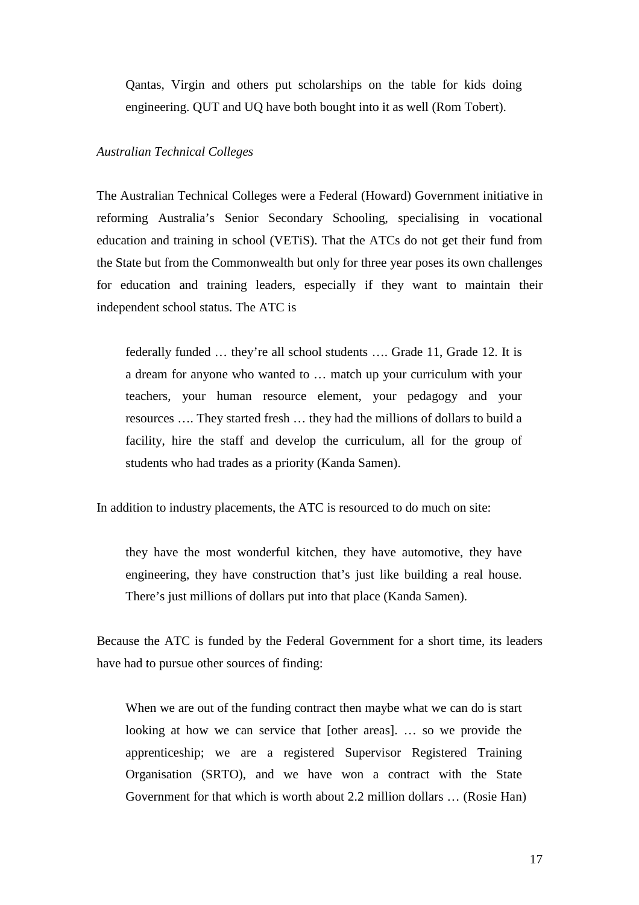> Qantas, Virgin and others put scholarships on the table for kids doing engineering. QUT and UQ have both bought into it as well (Rom Tobert).

*Australian Technical Colleges*

The Australian Technical Colleges were a Federal (Howard) Government initiative in reforming Australia's Senior Secondary Schooling, specialising in vocational education and training in school (VETiS). That the ATCs do not get their fund from the State but from the Commonwealth but only for three year poses its own challenges for education and training leaders, especially if they want to maintain their independent school status. The ATC is

> federally funded … they're all school students …. Grade 11, Grade 12. It is a dream for anyone who wanted to … match up your curriculum with your teachers, your human resource element, your pedagogy and your resources …. They started fresh … they had the millions of dollars to build a facility, hire the staff and develop the curriculum, all for the group of students who had trades as a priority (Kanda Samen).

In addition to industry placements, the ATC is resourced to do much on site:

> they have the most wonderful kitchen, they have automotive, they have engineering, they have construction that's just like building a real house. There's just millions of dollars put into that place (Kanda Samen).

Because the ATC is funded by the Federal Government for a short time, its leaders have had to pursue other sources of finding:

> When we are out of the funding contract then maybe what we can do is start looking at how we can service that [other areas]. … so we provide the apprenticeship; we are a registered Supervisor Registered Training Organisation (SRTO), and we have won a contract with the State Government for that which is worth about 2.2 million dollars … (Rosie Han)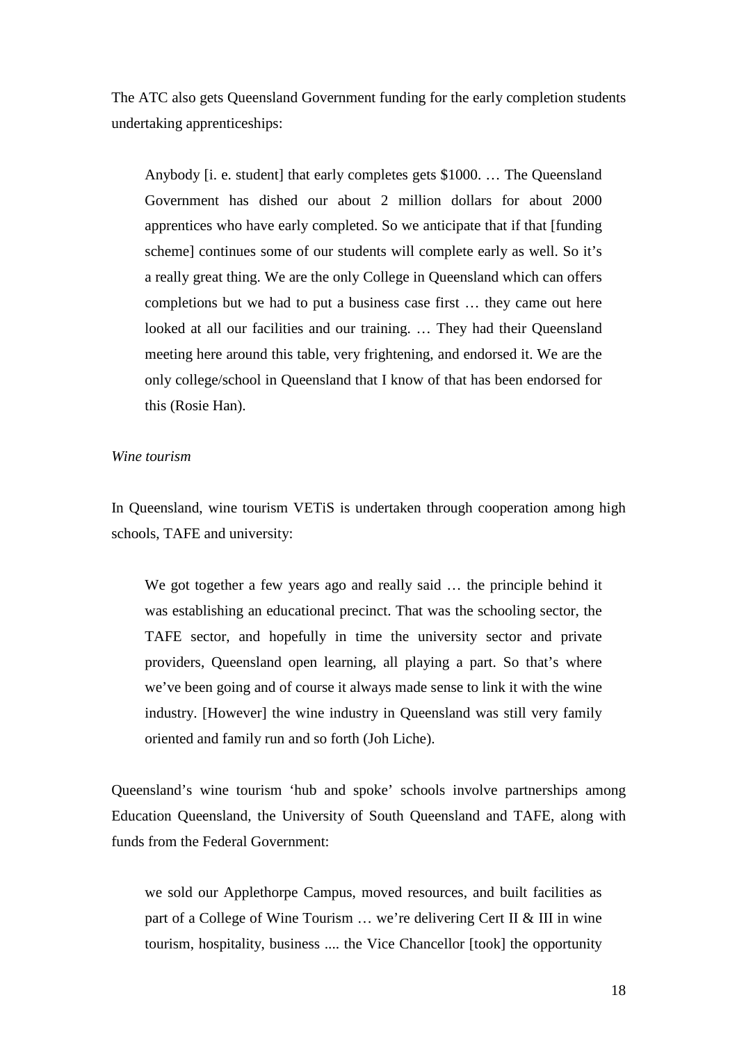The ATC also gets Queensland Government funding for the early completion students undertaking apprenticeships:

> Anybody [i. e. student] that early completes gets $1000. … The Queensland Government has dished our about 2 million dollars for about 2000 apprentices who have early completed. So we anticipate that if that [funding scheme] continues some of our students will complete early as well. So it's a really great thing. We are the only College in Queensland which can offers completions but we had to put a business case first … they came out here looked at all our facilities and our training. … They had their Queensland meeting here around this table, very frightening, and endorsed it. We are the only college/school in Queensland that I know of that has been endorsed for this (Rosie Han).

*Wine tourism*

In Queensland, wine tourism VETiS is undertaken through cooperation among high schools, TAFE and university:

> We got together a few years ago and really said … the principle behind it was establishing an educational precinct. That was the schooling sector, the TAFE sector, and hopefully in time the university sector and private providers, Queensland open learning, all playing a part. So that's where we've been going and of course it always made sense to link it with the wine industry. [However] the wine industry in Queensland was still very family oriented and family run and so forth (Joh Liche).

Queensland's wine tourism 'hub and spoke' schools involve partnerships among Education Queensland, the University of South Queensland and TAFE, along with funds from the Federal Government:

> we sold our Applethorpe Campus, moved resources, and built facilities as part of a College of Wine Tourism … we're delivering Cert II & III in wine tourism, hospitality, business .... the Vice Chancellor [took] the opportunity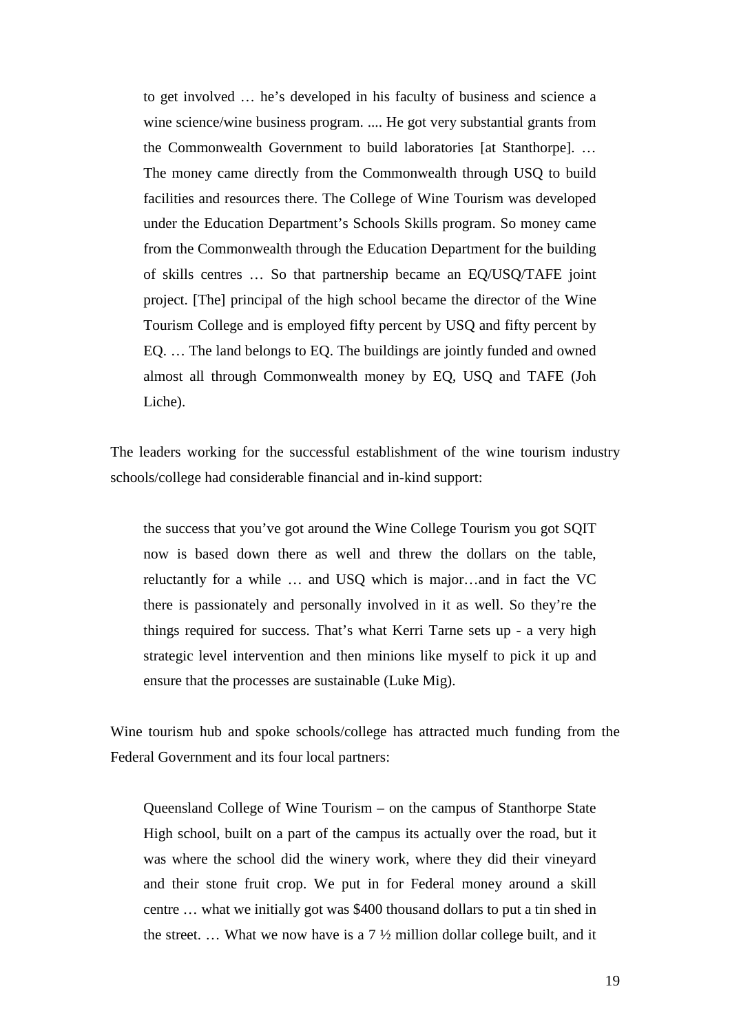> to get involved … he's developed in his faculty of business and science a wine science/wine business program. .... He got very substantial grants from the Commonwealth Government to build laboratories [at Stanthorpe]. … The money came directly from the Commonwealth through USQ to build facilities and resources there. The College of Wine Tourism was developed under the Education Department's Schools Skills program. So money came from the Commonwealth through the Education Department for the building of skills centres … So that partnership became an EQ/USQ/TAFE joint project. [The] principal of the high school became the director of the Wine Tourism College and is employed fifty percent by USQ and fifty percent by EQ. … The land belongs to EQ. The buildings are jointly funded and owned almost all through Commonwealth money by EQ, USQ and TAFE (Joh Liche).

The leaders working for the successful establishment of the wine tourism industry schools/college had considerable financial and in-kind support:

> the success that you've got around the Wine College Tourism you got SQIT now is based down there as well and threw the dollars on the table, reluctantly for a while … and USQ which is major…and in fact the VC there is passionately and personally involved in it as well. So they're the things required for success. That's what Kerri Tarne sets up - a very high strategic level intervention and then minions like myself to pick it up and ensure that the processes are sustainable (Luke Mig).

Wine tourism hub and spoke schools/college has attracted much funding from the Federal Government and its four local partners:

> Queensland College of Wine Tourism – on the campus of Stanthorpe State High school, built on a part of the campus its actually over the road, but it was where the school did the winery work, where they did their vineyard and their stone fruit crop. We put in for Federal money around a skill centre … what we initially got was $400 thousand dollars to put a tin shed in the street. … What we now have is a 7 ½ million dollar college built, and it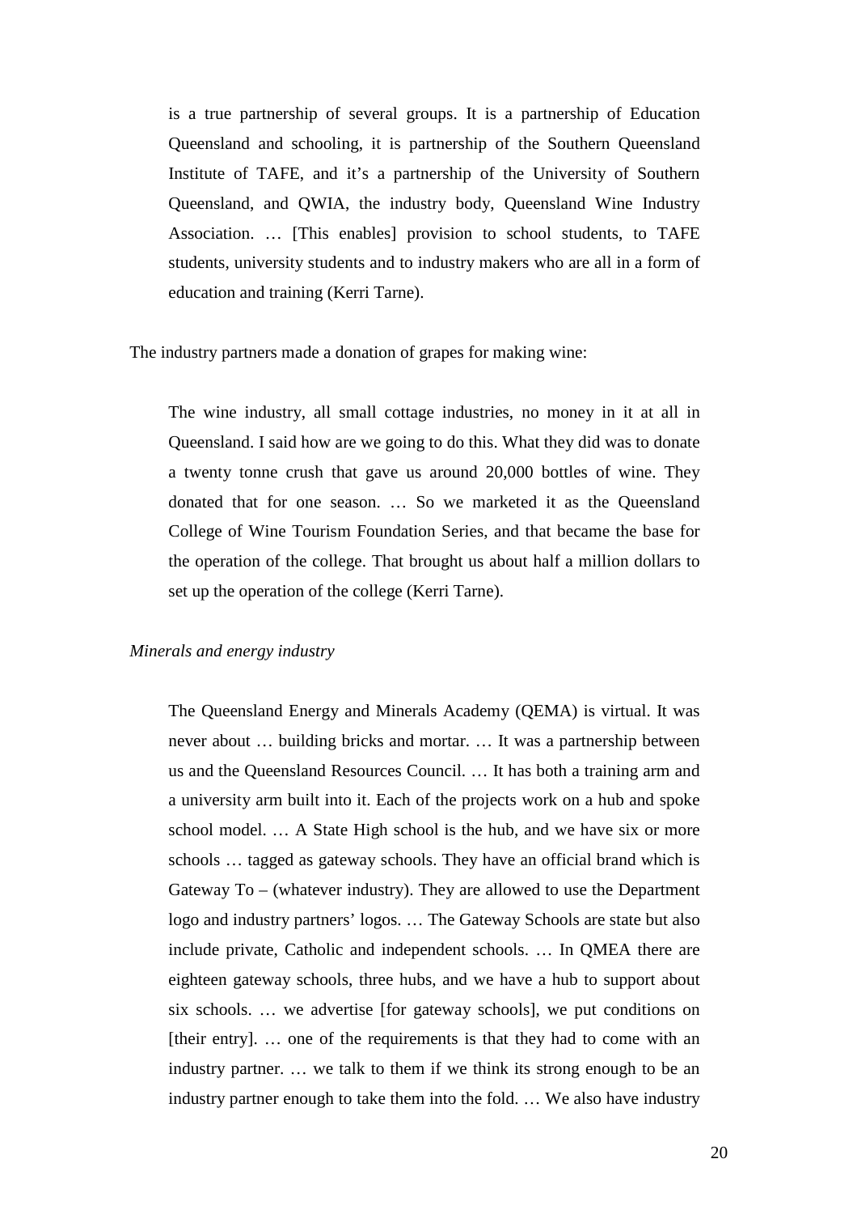> is a true partnership of several groups. It is a partnership of Education Queensland and schooling, it is partnership of the Southern Queensland Institute of TAFE, and it's a partnership of the University of Southern Queensland, and QWIA, the industry body, Queensland Wine Industry Association. … [This enables] provision to school students, to TAFE students, university students and to industry makers who are all in a form of education and training (Kerri Tarne).

The industry partners made a donation of grapes for making wine:

> The wine industry, all small cottage industries, no money in it at all in Queensland. I said how are we going to do this. What they did was to donate a twenty tonne crush that gave us around 20,000 bottles of wine. They donated that for one season. … So we marketed it as the Queensland College of Wine Tourism Foundation Series, and that became the base for the operation of the college. That brought us about half a million dollars to set up the operation of the college (Kerri Tarne).

*Minerals and energy industry*

> The Queensland Energy and Minerals Academy (QEMA) is virtual. It was never about … building bricks and mortar. … It was a partnership between us and the Queensland Resources Council. … It has both a training arm and a university arm built into it. Each of the projects work on a hub and spoke school model. … A State High school is the hub, and we have six or more schools … tagged as gateway schools. They have an official brand which is Gateway To – (whatever industry). They are allowed to use the Department logo and industry partners' logos. … The Gateway Schools are state but also include private, Catholic and independent schools. … In QMEA there are eighteen gateway schools, three hubs, and we have a hub to support about six schools. … we advertise [for gateway schools], we put conditions on [their entry]. … one of the requirements is that they had to come with an industry partner. … we talk to them if we think its strong enough to be an industry partner enough to take them into the fold. … We also have industry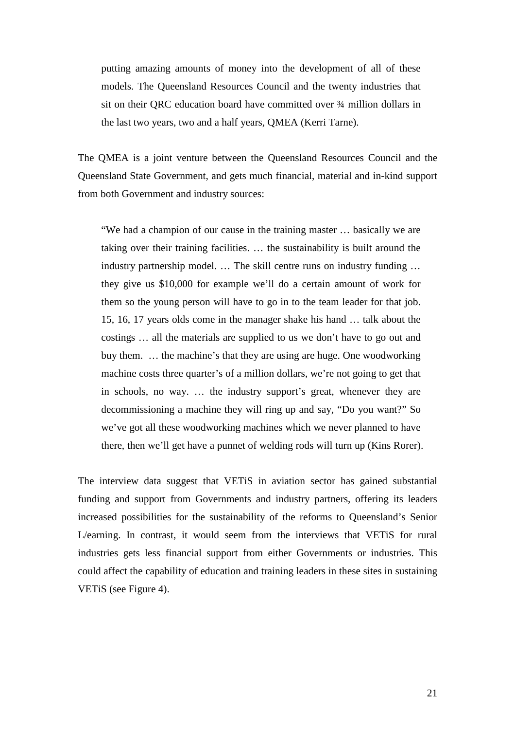> putting amazing amounts of money into the development of all of these models. The Queensland Resources Council and the twenty industries that sit on their QRC education board have committed over ¾ million dollars in the last two years, two and a half years, QMEA (Kerri Tarne).

The QMEA is a joint venture between the Queensland Resources Council and the Queensland State Government, and gets much financial, material and in-kind support from both Government and industry sources:

> "We had a champion of our cause in the training master … basically we are taking over their training facilities. … the sustainability is built around the industry partnership model. … The skill centre runs on industry funding … they give us $10,000 for example we'll do a certain amount of work for them so the young person will have to go in to the team leader for that job. 15, 16, 17 years olds come in the manager shake his hand … talk about the costings … all the materials are supplied to us we don't have to go out and buy them. … the machine's that they are using are huge. One woodworking machine costs three quarter's of a million dollars, we're not going to get that in schools, no way. … the industry support's great, whenever they are decommissioning a machine they will ring up and say, "Do you want?" So we've got all these woodworking machines which we never planned to have there, then we'll get have a punnet of welding rods will turn up (Kins Rorer).

The interview data suggest that VETiS in aviation sector has gained substantial funding and support from Governments and industry partners, offering its leaders increased possibilities for the sustainability of the reforms to Queensland's Senior L/earning. In contrast, it would seem from the interviews that VETiS for rural industries gets less financial support from either Governments or industries. This could affect the capability of education and training leaders in these sites in sustaining VETiS (see Figure 4).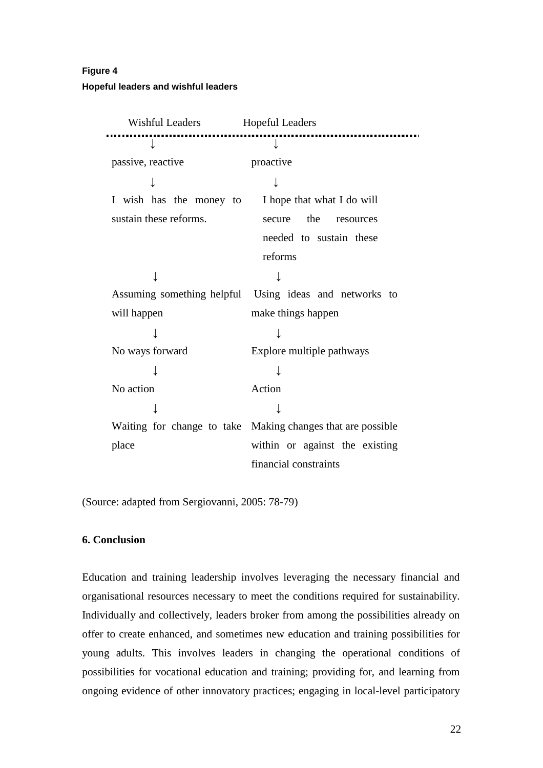**Figure 4**

**Hopeful leaders and wishful leaders**

| Wishful Leaders | Hopeful Leaders |
| --- | --- |
| ↓ | ↓ |
| passive, reactive | proactive |
| ↓ | ↓ |
| I wish has the money to sustain these reforms. | I hope that what I do will secure the resources needed to sustain these reforms |
| ↓ | ↓ |
| Assuming something helpful will happen | Using ideas and networks to make things happen |
| ↓ | ↓ |
| No ways forward | Explore multiple pathways |
| ↓ | ↓ |
| No action | Action |
| ↓ | ↓ |
| Waiting for change to take place | Making changes that are possible within or against the existing financial constraints |

(Source: adapted from Sergiovanni, 2005: 78-79)

## 6. Conclusion

Education and training leadership involves leveraging the necessary financial and organisational resources necessary to meet the conditions required for sustainability. Individually and collectively, leaders broker from among the possibilities already on offer to create enhanced, and sometimes new education and training possibilities for young adults. This involves leaders in changing the operational conditions of possibilities for vocational education and training; providing for, and learning from ongoing evidence of other innovatory practices; engaging in local-level participatory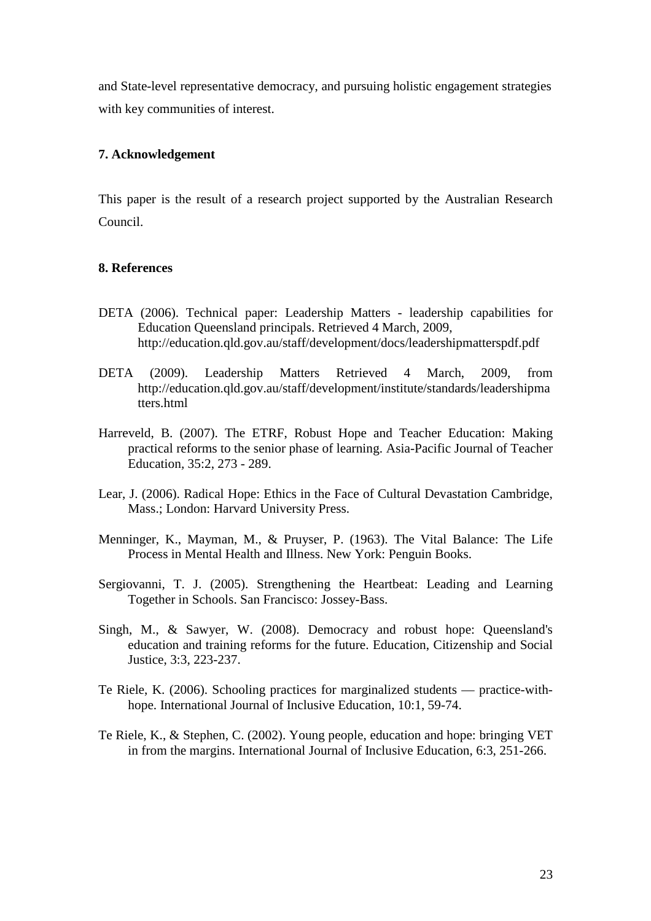and State-level representative democracy, and pursuing holistic engagement strategies with key communities of interest.

## 7. Acknowledgement

This paper is the result of a research project supported by the Australian Research Council.

## 8. References

DETA (2006). Technical paper: Leadership Matters - leadership capabilities for Education Queensland principals. Retrieved 4 March, 2009, http://education.qld.gov.au/staff/development/docs/leadershipmatterspdf.pdf

DETA (2009). Leadership Matters Retrieved 4 March, 2009, from http://education.qld.gov.au/staff/development/institute/standards/leadershipmatters.html

Harreveld, B. (2007). The ETRF, Robust Hope and Teacher Education: Making practical reforms to the senior phase of learning. Asia-Pacific Journal of Teacher Education, 35:2, 273 - 289.

Lear, J. (2006). Radical Hope: Ethics in the Face of Cultural Devastation Cambridge, Mass.; London: Harvard University Press.

Menninger, K., Mayman, M., & Pruyser, P. (1963). The Vital Balance: The Life Process in Mental Health and Illness. New York: Penguin Books.

Sergiovanni, T. J. (2005). Strengthening the Heartbeat: Leading and Learning Together in Schools. San Francisco: Jossey-Bass.

Singh, M., & Sawyer, W. (2008). Democracy and robust hope: Queensland's education and training reforms for the future. Education, Citizenship and Social Justice, 3:3, 223-237.

Te Riele, K. (2006). Schooling practices for marginalized students — practice-with-hope. International Journal of Inclusive Education, 10:1, 59-74.

Te Riele, K., & Stephen, C. (2002). Young people, education and hope: bringing VET in from the margins. International Journal of Inclusive Education, 6:3, 251-266.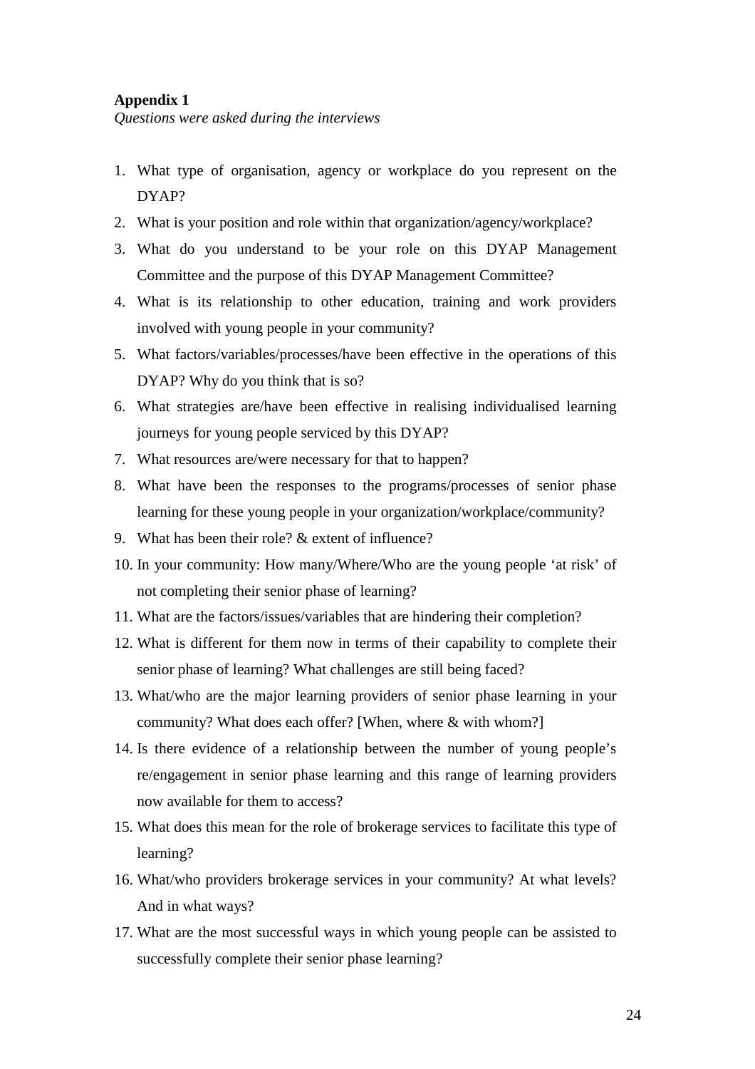**Appendix 1**

*Questions were asked during the interviews*

1. What type of organisation, agency or workplace do you represent on the DYAP?
2. What is your position and role within that organization/agency/workplace?
3. What do you understand to be your role on this DYAP Management Committee and the purpose of this DYAP Management Committee?
4. What is its relationship to other education, training and work providers involved with young people in your community?
5. What factors/variables/processes/have been effective in the operations of this DYAP? Why do you think that is so?
6. What strategies are/have been effective in realising individualised learning journeys for young people serviced by this DYAP?
7. What resources are/were necessary for that to happen?
8. What have been the responses to the programs/processes of senior phase learning for these young people in your organization/workplace/community?
9. What has been their role? & extent of influence?
10. In your community: How many/Where/Who are the young people 'at risk' of not completing their senior phase of learning?
11. What are the factors/issues/variables that are hindering their completion?
12. What is different for them now in terms of their capability to complete their senior phase of learning? What challenges are still being faced?
13. What/who are the major learning providers of senior phase learning in your community? What does each offer? [When, where & with whom?]
14. Is there evidence of a relationship between the number of young people's re/engagement in senior phase learning and this range of learning providers now available for them to access?
15. What does this mean for the role of brokerage services to facilitate this type of learning?
16. What/who providers brokerage services in your community? At what levels? And in what ways?
17. What are the most successful ways in which young people can be assisted to successfully complete their senior phase learning?